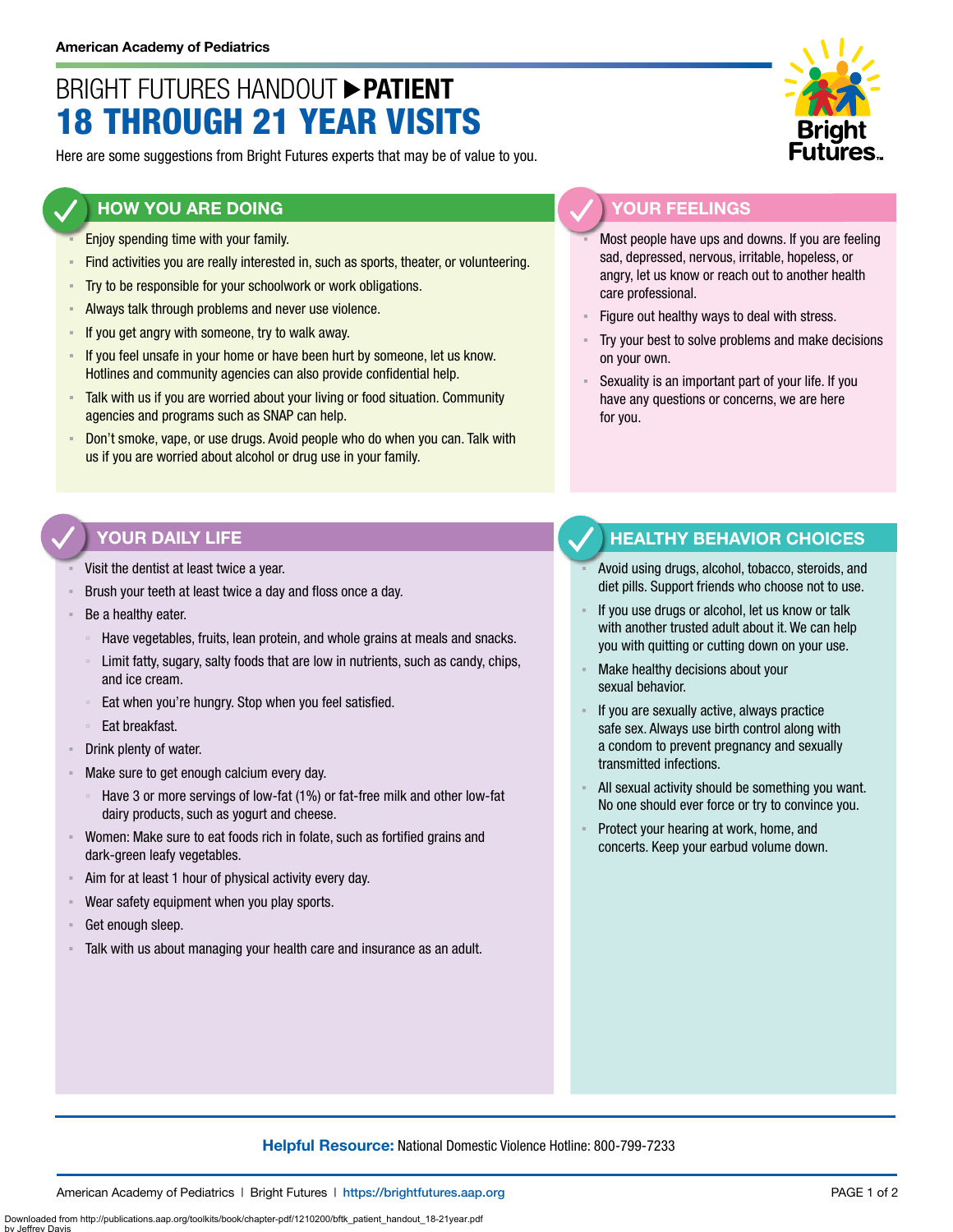American Academy of Pediatrics

# BRIGHT FUTURES HANDOUT ▶ PATIENT
# 18 THROUGH 21 YEAR VISITS

Here are some suggestions from Bright Futures experts that may be of value to you.

## HOW YOU ARE DOING

- Enjoy spending time with your family.
- Find activities you are really interested in, such as sports, theater, or volunteering.
- Try to be responsible for your schoolwork or work obligations.
- Always talk through problems and never use violence.
- If you get angry with someone, try to walk away.
- If you feel unsafe in your home or have been hurt by someone, let us know. Hotlines and community agencies can also provide confidential help.
- Talk with us if you are worried about your living or food situation. Community agencies and programs such as SNAP can help.
- Don't smoke, vape, or use drugs. Avoid people who do when you can. Talk with us if you are worried about alcohol or drug use in your family.

## YOUR FEELINGS

- Most people have ups and downs. If you are feeling sad, depressed, nervous, irritable, hopeless, or angry, let us know or reach out to another health care professional.
- Figure out healthy ways to deal with stress.
- Try your best to solve problems and make decisions on your own.
- Sexuality is an important part of your life. If you have any questions or concerns, we are here for you.

## YOUR DAILY LIFE

- Visit the dentist at least twice a year.
- Brush your teeth at least twice a day and floss once a day.
- Be a healthy eater.
  - Have vegetables, fruits, lean protein, and whole grains at meals and snacks.
  - Limit fatty, sugary, salty foods that are low in nutrients, such as candy, chips, and ice cream.
  - Eat when you're hungry. Stop when you feel satisfied.
  - Eat breakfast.
- Drink plenty of water.
- Make sure to get enough calcium every day.
  - Have 3 or more servings of low-fat (1%) or fat-free milk and other low-fat dairy products, such as yogurt and cheese.
- Women: Make sure to eat foods rich in folate, such as fortified grains and dark-green leafy vegetables.
- Aim for at least 1 hour of physical activity every day.
- Wear safety equipment when you play sports.
- Get enough sleep.
- Talk with us about managing your health care and insurance as an adult.

## HEALTHY BEHAVIOR CHOICES

- Avoid using drugs, alcohol, tobacco, steroids, and diet pills. Support friends who choose not to use.
- If you use drugs or alcohol, let us know or talk with another trusted adult about it. We can help you with quitting or cutting down on your use.
- Make healthy decisions about your sexual behavior.
- If you are sexually active, always practice safe sex. Always use birth control along with a condom to prevent pregnancy and sexually transmitted infections.
- All sexual activity should be something you want. No one should ever force or try to convince you.
- Protect your hearing at work, home, and concerts. Keep your earbud volume down.

**Helpful Resource:** National Domestic Violence Hotline: 800-799-7233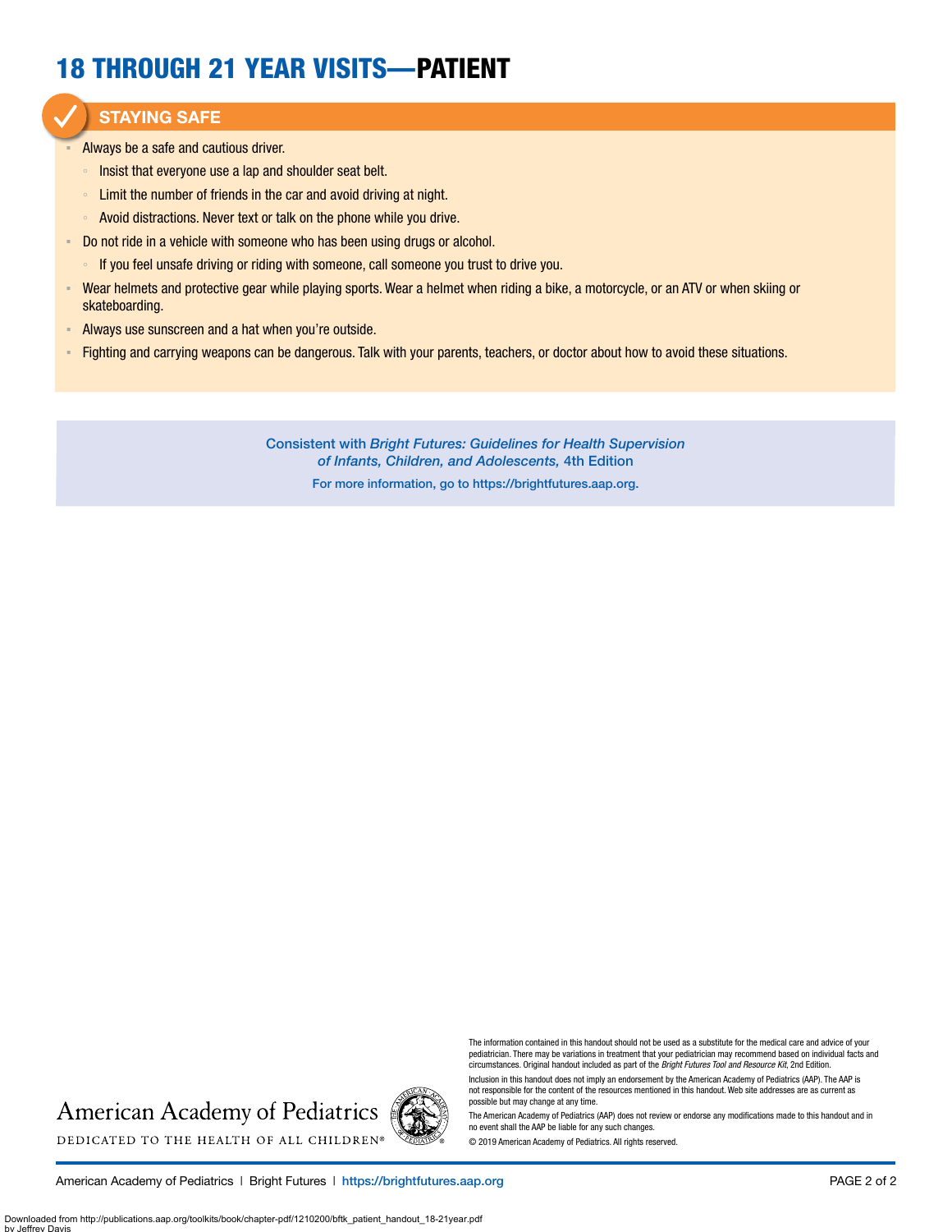# 18 THROUGH 21 YEAR VISITS—PATIENT

## STAYING SAFE

- Always be a safe and cautious driver.
  - Insist that everyone use a lap and shoulder seat belt.
  - Limit the number of friends in the car and avoid driving at night.
  - Avoid distractions. Never text or talk on the phone while you drive.
- Do not ride in a vehicle with someone who has been using drugs or alcohol.
  - If you feel unsafe driving or riding with someone, call someone you trust to drive you.
- Wear helmets and protective gear while playing sports. Wear a helmet when riding a bike, a motorcycle, or an ATV or when skiing or skateboarding.
- Always use sunscreen and a hat when you're outside.
- Fighting and carrying weapons can be dangerous. Talk with your parents, teachers, or doctor about how to avoid these situations.

Consistent with *Bright Futures: Guidelines for Health Supervision of Infants, Children, and Adolescents,* 4th Edition

For more information, go to https://brightfutures.aap.org.

American Academy of Pediatrics

DEDICATED TO THE HEALTH OF ALL CHILDREN®

The information contained in this handout should not be used as a substitute for the medical care and advice of your pediatrician. There may be variations in treatment that your pediatrician may recommend based on individual facts and circumstances. Original handout included as part of the *Bright Futures Tool and Resource Kit,* 2nd Edition.

Inclusion in this handout does not imply an endorsement by the American Academy of Pediatrics (AAP). The AAP is not responsible for the content of the resources mentioned in this handout. Web site addresses are as current as possible but may change at any time.

The American Academy of Pediatrics (AAP) does not review or endorse any modifications made to this handout and in no event shall the AAP be liable for any such changes.

© 2019 American Academy of Pediatrics. All rights reserved.